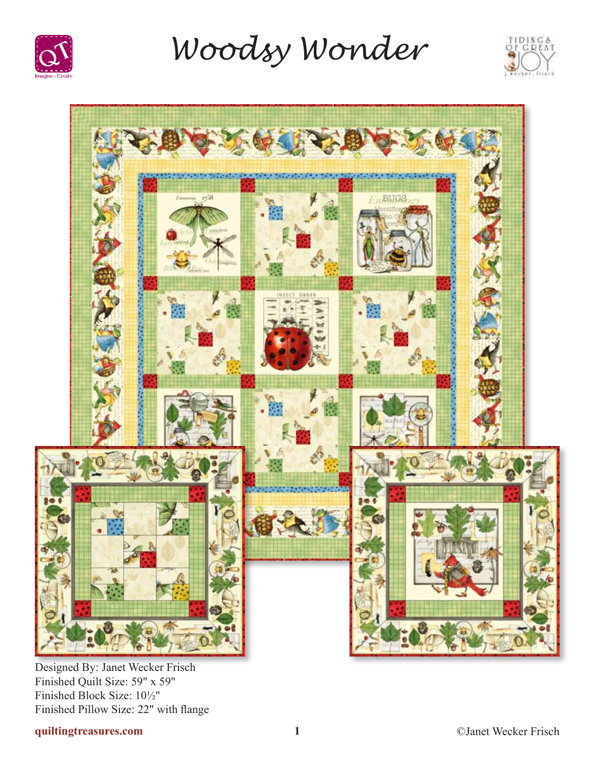# Woodsy Wonder

Designed By: Janet Wecker Frisch
Finished Quilt Size: 59" x 59"
Finished Block Size: 10½"
Finished Pillow Size: 22" with flange

quiltingtreasures.com

©Janet Wecker Frisch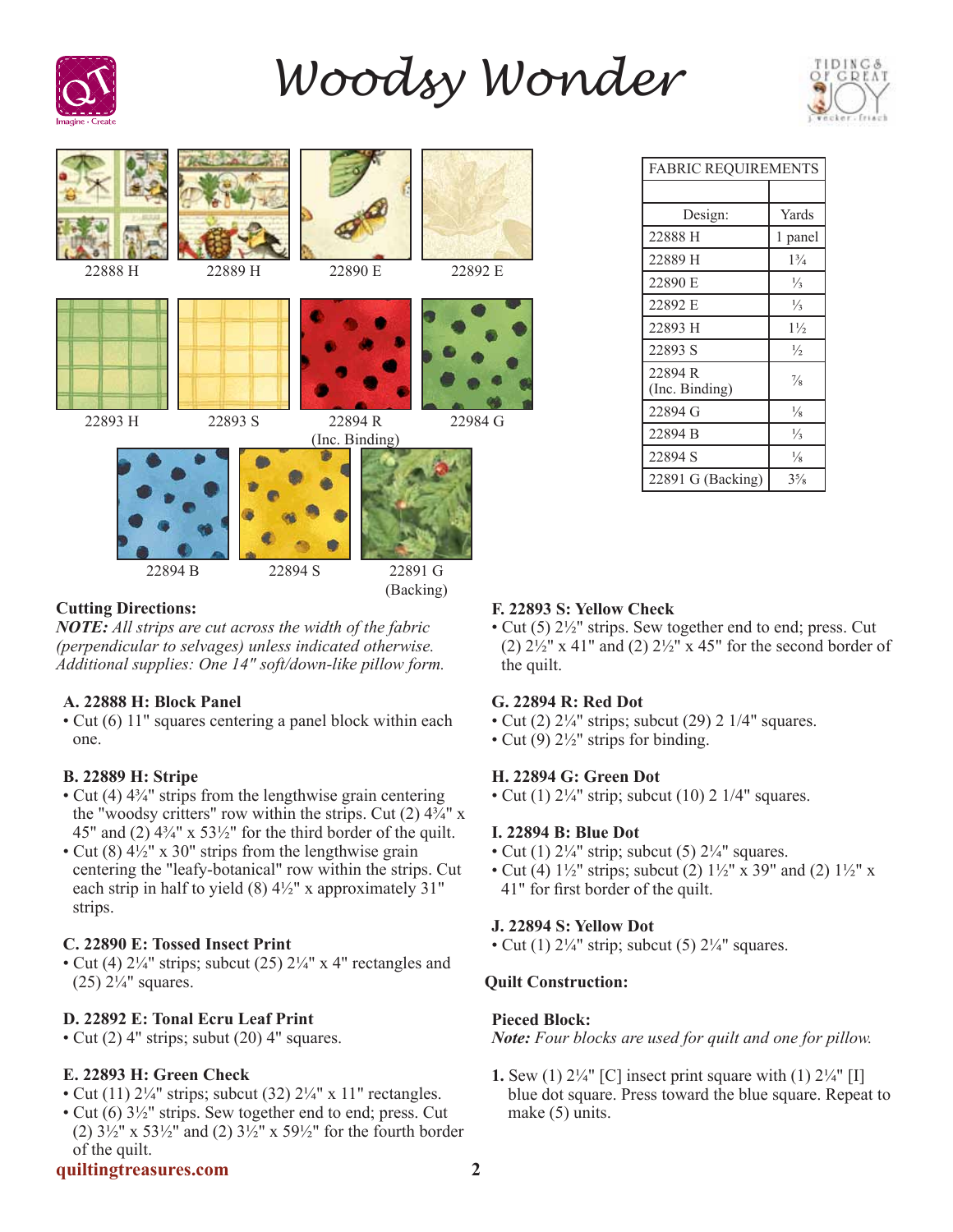# Woodsy Wonder

22888 H

22889 H

22890 E

22892 E

22893 H

22893 S

22894 R (Inc. Binding)

22984 G

22894 B

22894 S

22891 G (Backing)

| FABRIC REQUIREMENTS | |
|---|---|
| | |
| Design: | Yards |
| 22888 H | 1 panel |
| 22889 H | 1¾ |
| 22890 E | ⅓ |
| 22892 E | ⅓ |
| 22893 H | 1½ |
| 22893 S | ½ |
| 22894 R (Inc. Binding) | ⅞ |
| 22894 G | ⅛ |
| 22894 B | ⅓ |
| 22894 S | ⅛ |
| 22891 G (Backing) | 3⅝ |

**Cutting Directions:**

***NOTE:*** *All strips are cut across the width of the fabric (perpendicular to selvages) unless indicated otherwise. Additional supplies: One 14" soft/down-like pillow form.*

**A. 22888 H: Block Panel**

- Cut (6) 11" squares centering a panel block within each one.

**B. 22889 H: Stripe**

- Cut (4) 4¾" strips from the lengthwise grain centering the "woodsy critters" row within the strips. Cut (2) 4¾" x 45" and (2) 4¾" x 53½" for the third border of the quilt.
- Cut (8) 4½" x 30" strips from the lengthwise grain centering the "leafy-botanical" row within the strips. Cut each strip in half to yield (8) 4½" x approximately 31" strips.

**C. 22890 E: Tossed Insect Print**

- Cut (4) 2¼" strips; subcut (25) 2¼" x 4" rectangles and (25) 2¼" squares.

**D. 22892 E: Tonal Ecru Leaf Print**

- Cut (2) 4" strips; subut (20) 4" squares.

**E. 22893 H: Green Check**

- Cut (11) 2¼" strips; subcut (32) 2¼" x 11" rectangles.
- Cut (6) 3½" strips. Sew together end to end; press. Cut (2) 3½" x 53½" and (2) 3½" x 59½" for the fourth border of the quilt.

**F. 22893 S: Yellow Check**

- Cut (5) 2½" strips. Sew together end to end; press. Cut (2) 2½" x 41" and (2) 2½" x 45" for the second border of the quilt.

**G. 22894 R: Red Dot**

- Cut (2) 2¼" strips; subcut (29) 2 1/4" squares.
- Cut (9) 2½" strips for binding.

**H. 22894 G: Green Dot**

- Cut (1) 2¼" strip; subcut (10) 2 1/4" squares.

**I. 22894 B: Blue Dot**

- Cut (1) 2¼" strip; subcut (5) 2¼" squares.
- Cut (4) 1½" strips; subcut (2) 1½" x 39" and (2) 1½" x 41" for first border of the quilt.

**J. 22894 S: Yellow Dot**

- Cut (1) 2¼" strip; subcut (5) 2¼" squares.

**Quilt Construction:**

**Pieced Block:**

***Note:*** *Four blocks are used for quilt and one for pillow.*

**1.** Sew (1) 2¼" [C] insect print square with (1) 2¼" [I] blue dot square. Press toward the blue square. Repeat to make (5) units.

quiltingtreasures.com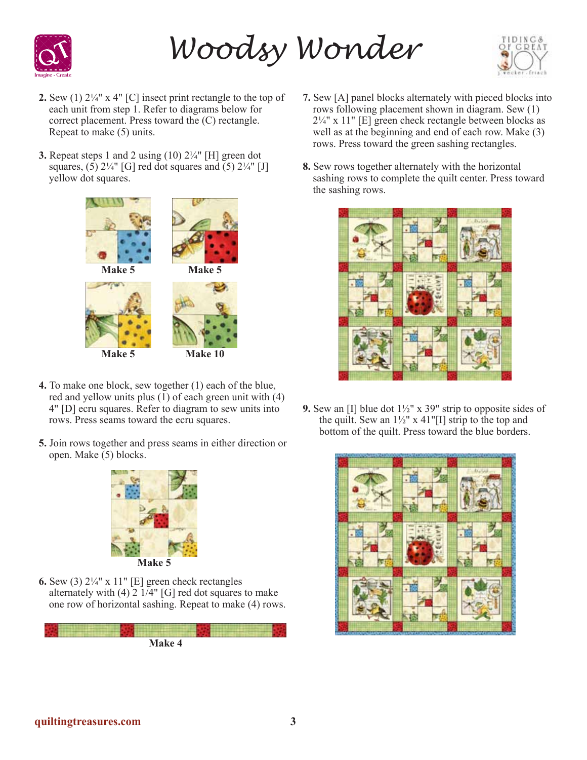# Woodsy Wonder

2. Sew (1) 2¼" x 4" [C] insect print rectangle to the top of each unit from step 1. Refer to diagrams below for correct placement. Press toward the (C) rectangle. Repeat to make (5) units.

3. Repeat steps 1 and 2 using (10) 2¼" [H] green dot squares, (5) 2¼" [G] red dot squares and (5) 2¼" [J] yellow dot squares.

**Make 5** **Make 5**

**Make 5** **Make 10**

4. To make one block, sew together (1) each of the blue, red and yellow units plus (1) of each green unit with (4) 4" [D] ecru squares. Refer to diagram to sew units into rows. Press seams toward the ecru squares.

5. Join rows together and press seams in either direction or open. Make (5) blocks.

**Make 5**

6. Sew (3) 2¼" x 11" [E] green check rectangles alternately with (4) 2 1/4" [G] red dot squares to make one row of horizontal sashing. Repeat to make (4) rows.

**Make 4**

7. Sew [A] panel blocks alternately with pieced blocks into rows following placement shown in diagram. Sew (1) 2¼" x 11" [E] green check rectangle between blocks as well as at the beginning and end of each row. Make (3) rows. Press toward the green sashing rectangles.

8. Sew rows together alternately with the horizontal sashing rows to complete the quilt center. Press toward the sashing rows.

9. Sew an [I] blue dot 1½" x 39" strip to opposite sides of the quilt. Sew an 1½" x 41"[I] strip to the top and bottom of the quilt. Press toward the blue borders.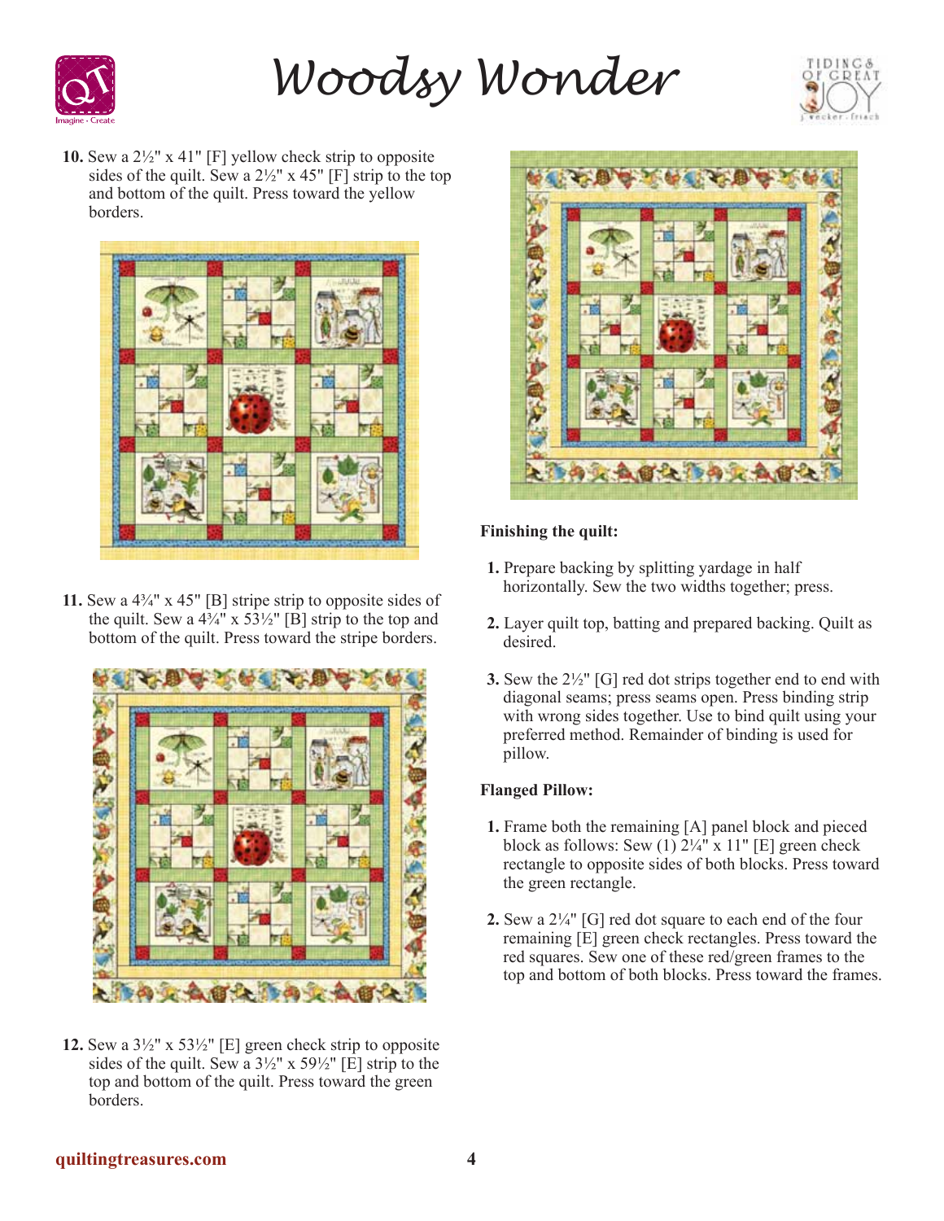# Woodsy Wonder

10. Sew a 2½" x 41" [F] yellow check strip to opposite sides of the quilt. Sew a 2½" x 45" [F] strip to the top and bottom of the quilt. Press toward the yellow borders.

11. Sew a 4¾" x 45" [B] stripe strip to opposite sides of the quilt. Sew a 4¾" x 53½" [B] strip to the top and bottom of the quilt. Press toward the stripe borders.

12. Sew a 3½" x 53½" [E] green check strip to opposite sides of the quilt. Sew a 3½" x 59½" [E] strip to the top and bottom of the quilt. Press toward the green borders.

**Finishing the quilt:**

1. Prepare backing by splitting yardage in half horizontally. Sew the two widths together; press.

2. Layer quilt top, batting and prepared backing. Quilt as desired.

3. Sew the 2½" [G] red dot strips together end to end with diagonal seams; press seams open. Press binding strip with wrong sides together. Use to bind quilt using your preferred method. Remainder of binding is used for pillow.

**Flanged Pillow:**

1. Frame both the remaining [A] panel block and pieced block as follows: Sew (1) 2¼" x 11" [E] green check rectangle to opposite sides of both blocks. Press toward the green rectangle.

2. Sew a 2¼" [G] red dot square to each end of the four remaining [E] green check rectangles. Press toward the red squares. Sew one of these red/green frames to the top and bottom of both blocks. Press toward the frames.

quiltingtreasures.com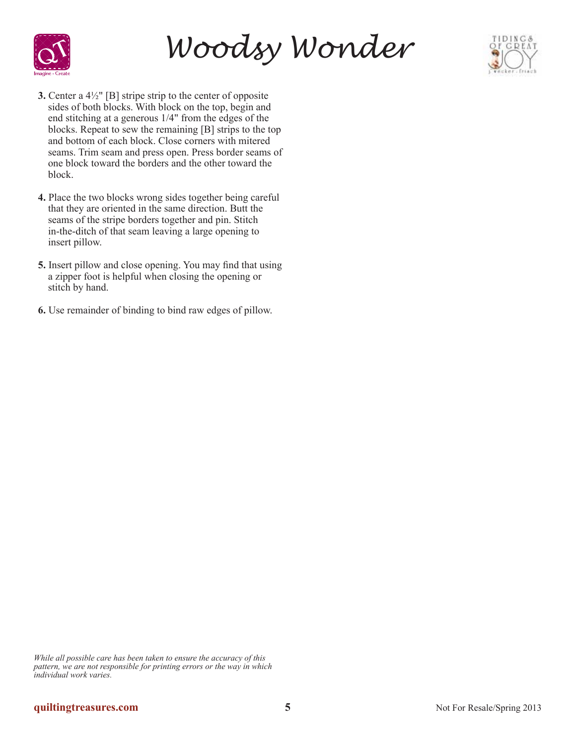# Woodsy Wonder

3. Center a 4½" [B] stripe strip to the center of opposite sides of both blocks. With block on the top, begin and end stitching at a generous 1/4" from the edges of the blocks. Repeat to sew the remaining [B] strips to the top and bottom of each block. Close corners with mitered seams. Trim seam and press open. Press border seams of one block toward the borders and the other toward the block.

4. Place the two blocks wrong sides together being careful that they are oriented in the same direction. Butt the seams of the stripe borders together and pin. Stitch in-the-ditch of that seam leaving a large opening to insert pillow.

5. Insert pillow and close opening. You may find that using a zipper foot is helpful when closing the opening or stitch by hand.

6. Use remainder of binding to bind raw edges of pillow.

*While all possible care has been taken to ensure the accuracy of this pattern, we are not responsible for printing errors or the way in which individual work varies.*